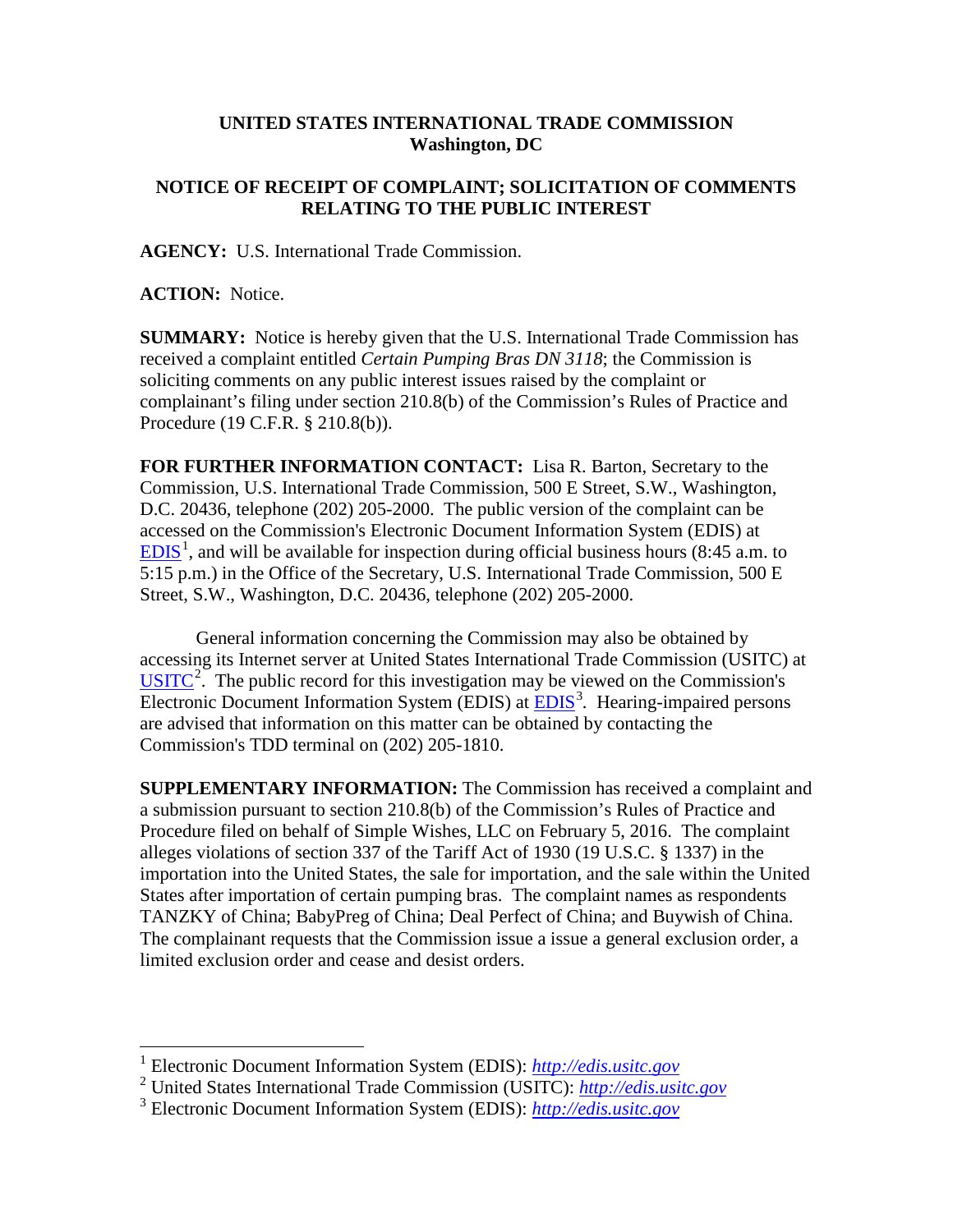**UNITED STATES INTERNATIONAL TRADE COMMISSION**
**Washington, DC**

**NOTICE OF RECEIPT OF COMPLAINT; SOLICITATION OF COMMENTS RELATING TO THE PUBLIC INTEREST**

**AGENCY:** U.S. International Trade Commission.

**ACTION:** Notice.

**SUMMARY:** Notice is hereby given that the U.S. International Trade Commission has received a complaint entitled *Certain Pumping Bras DN 3118*; the Commission is soliciting comments on any public interest issues raised by the complaint or complainant's filing under section 210.8(b) of the Commission's Rules of Practice and Procedure (19 C.F.R. § 210.8(b)).

**FOR FURTHER INFORMATION CONTACT:** Lisa R. Barton, Secretary to the Commission, U.S. International Trade Commission, 500 E Street, S.W., Washington, D.C. 20436, telephone (202) 205-2000. The public version of the complaint can be accessed on the Commission's Electronic Document Information System (EDIS) at EDIS[1], and will be available for inspection during official business hours (8:45 a.m. to 5:15 p.m.) in the Office of the Secretary, U.S. International Trade Commission, 500 E Street, S.W., Washington, D.C. 20436, telephone (202) 205-2000.

General information concerning the Commission may also be obtained by accessing its Internet server at United States International Trade Commission (USITC) at USITC[2]. The public record for this investigation may be viewed on the Commission's Electronic Document Information System (EDIS) at EDIS[3]. Hearing-impaired persons are advised that information on this matter can be obtained by contacting the Commission's TDD terminal on (202) 205-1810.

**SUPPLEMENTARY INFORMATION:** The Commission has received a complaint and a submission pursuant to section 210.8(b) of the Commission's Rules of Practice and Procedure filed on behalf of Simple Wishes, LLC on February 5, 2016. The complaint alleges violations of section 337 of the Tariff Act of 1930 (19 U.S.C. § 1337) in the importation into the United States, the sale for importation, and the sale within the United States after importation of certain pumping bras. The complaint names as respondents TANZKY of China; BabyPreg of China; Deal Perfect of China; and Buywish of China. The complainant requests that the Commission issue a issue a general exclusion order, a limited exclusion order and cease and desist orders.

---

[1] Electronic Document Information System (EDIS): *http://edis.usitc.gov*

[2] United States International Trade Commission (USITC): *http://edis.usitc.gov*

[3] Electronic Document Information System (EDIS): *http://edis.usitc.gov*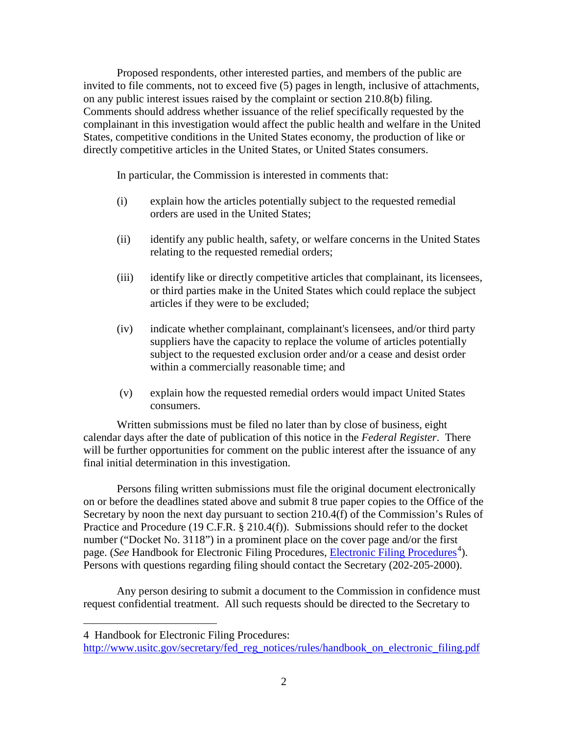Proposed respondents, other interested parties, and members of the public are invited to file comments, not to exceed five (5) pages in length, inclusive of attachments, on any public interest issues raised by the complaint or section 210.8(b) filing. Comments should address whether issuance of the relief specifically requested by the complainant in this investigation would affect the public health and welfare in the United States, competitive conditions in the United States economy, the production of like or directly competitive articles in the United States, or United States consumers.

In particular, the Commission is interested in comments that:

(i) explain how the articles potentially subject to the requested remedial orders are used in the United States;

(ii) identify any public health, safety, or welfare concerns in the United States relating to the requested remedial orders;

(iii) identify like or directly competitive articles that complainant, its licensees, or third parties make in the United States which could replace the subject articles if they were to be excluded;

(iv) indicate whether complainant, complainant's licensees, and/or third party suppliers have the capacity to replace the volume of articles potentially subject to the requested exclusion order and/or a cease and desist order within a commercially reasonable time; and

(v) explain how the requested remedial orders would impact United States consumers.

Written submissions must be filed no later than by close of business, eight calendar days after the date of publication of this notice in the *Federal Register*. There will be further opportunities for comment on the public interest after the issuance of any final initial determination in this investigation.

Persons filing written submissions must file the original document electronically on or before the deadlines stated above and submit 8 true paper copies to the Office of the Secretary by noon the next day pursuant to section 210.4(f) of the Commission's Rules of Practice and Procedure (19 C.F.R. § 210.4(f)). Submissions should refer to the docket number ("Docket No. 3118") in a prominent place on the cover page and/or the first page. (*See* Handbook for Electronic Filing Procedures, Electronic Filing Procedures[4]). Persons with questions regarding filing should contact the Secretary (202-205-2000).

Any person desiring to submit a document to the Commission in confidence must request confidential treatment. All such requests should be directed to the Secretary to

---

4 Handbook for Electronic Filing Procedures: http://www.usitc.gov/secretary/fed_reg_notices/rules/handbook_on_electronic_filing.pdf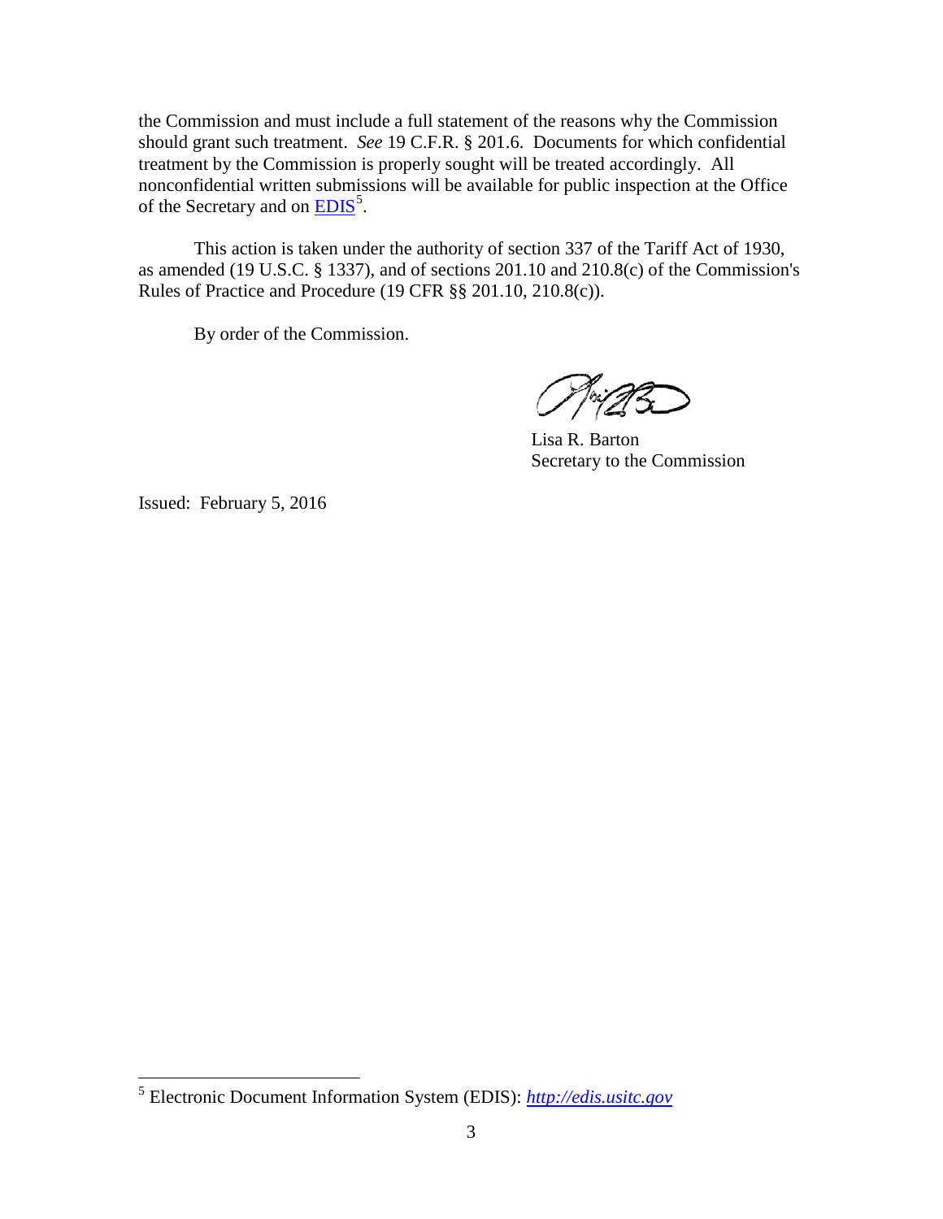the Commission and must include a full statement of the reasons why the Commission should grant such treatment. *See* 19 C.F.R. § 201.6. Documents for which confidential treatment by the Commission is properly sought will be treated accordingly. All nonconfidential written submissions will be available for public inspection at the Office of the Secretary and on EDIS[5].

This action is taken under the authority of section 337 of the Tariff Act of 1930, as amended (19 U.S.C. § 1337), and of sections 201.10 and 210.8(c) of the Commission's Rules of Practice and Procedure (19 CFR §§ 201.10, 210.8(c)).

By order of the Commission.

Lisa R. Barton
Secretary to the Commission

Issued: February 5, 2016

---

[5] Electronic Document Information System (EDIS): *http://edis.usitc.gov*